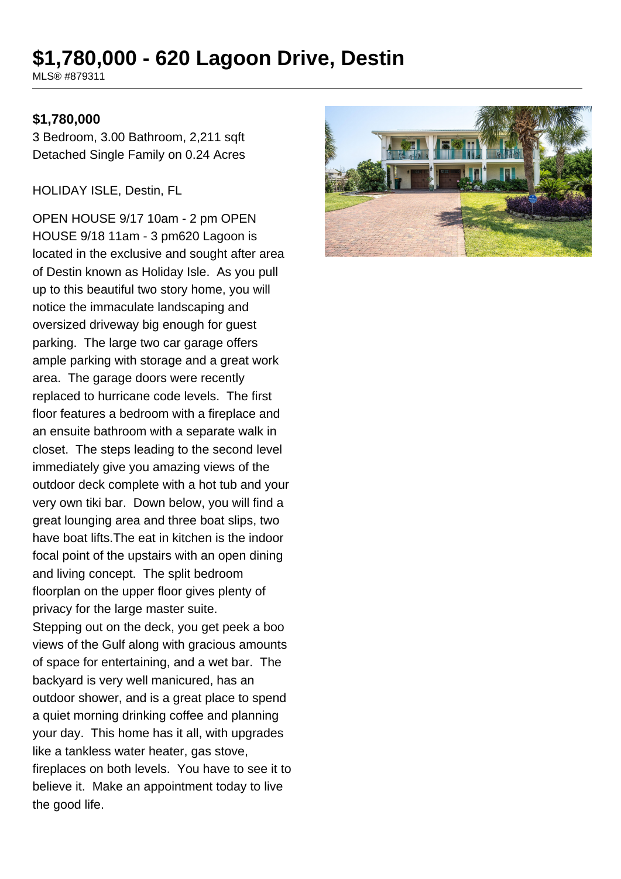# $1,780,000 - 620 Lagoon Drive, Destin

MLS® #879311

**$1,780,000**

3 Bedroom, 3.00 Bathroom, 2,211 sqft
Detached Single Family on 0.24 Acres

HOLIDAY ISLE, Destin, FL

OPEN HOUSE 9/17 10am - 2 pm OPEN HOUSE 9/18 11am - 3 pm620 Lagoon is located in the exclusive and sought after area of Destin known as Holiday Isle. As you pull up to this beautiful two story home, you will notice the immaculate landscaping and oversized driveway big enough for guest parking. The large two car garage offers ample parking with storage and a great work area. The garage doors were recently replaced to hurricane code levels. The first floor features a bedroom with a fireplace and an ensuite bathroom with a separate walk in closet. The steps leading to the second level immediately give you amazing views of the outdoor deck complete with a hot tub and your very own tiki bar. Down below, you will find a great lounging area and three boat slips, two have boat lifts.The eat in kitchen is the indoor focal point of the upstairs with an open dining and living concept. The split bedroom floorplan on the upper floor gives plenty of privacy for the large master suite.
Stepping out on the deck, you get peek a boo views of the Gulf along with gracious amounts of space for entertaining, and a wet bar. The backyard is very well manicured, has an outdoor shower, and is a great place to spend a quiet morning drinking coffee and planning your day. This home has it all, with upgrades like a tankless water heater, gas stove, fireplaces on both levels. You have to see it to believe it. Make an appointment today to live the good life.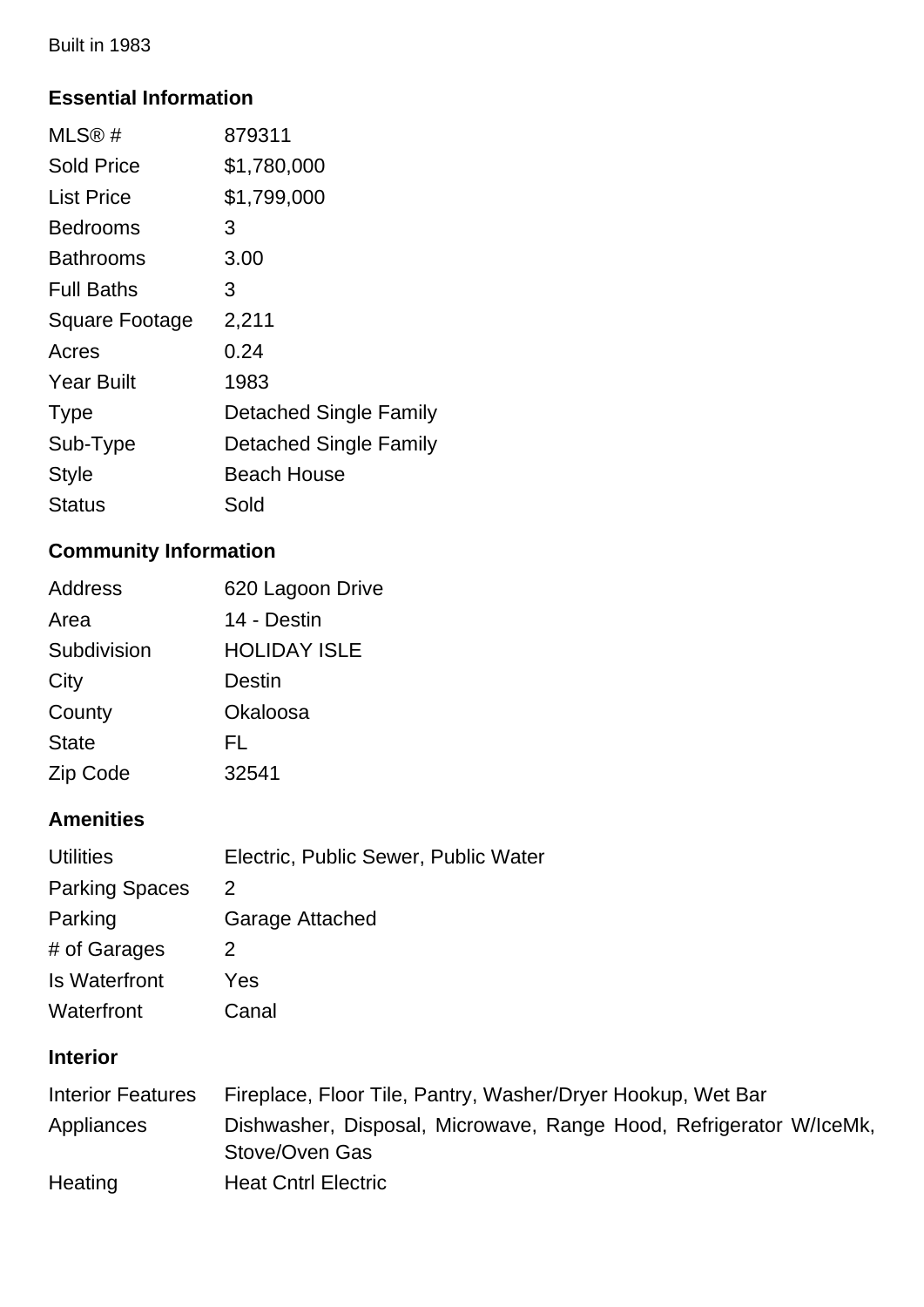Built in 1983

## Essential Information

| | |
|---|---|
| MLS® # | 879311 |
| Sold Price | $1,780,000 |
| List Price | $1,799,000 |
| Bedrooms | 3 |
| Bathrooms | 3.00 |
| Full Baths | 3 |
| Square Footage | 2,211 |
| Acres | 0.24 |
| Year Built | 1983 |
| Type | Detached Single Family |
| Sub-Type | Detached Single Family |
| Style | Beach House |
| Status | Sold |

## Community Information

| | |
|---|---|
| Address | 620 Lagoon Drive |
| Area | 14 - Destin |
| Subdivision | HOLIDAY ISLE |
| City | Destin |
| County | Okaloosa |
| State | FL |
| Zip Code | 32541 |

## Amenities

| | |
|---|---|
| Utilities | Electric, Public Sewer, Public Water |
| Parking Spaces | 2 |
| Parking | Garage Attached |
| # of Garages | 2 |
| Is Waterfront | Yes |
| Waterfront | Canal |

## Interior

| | |
|---|---|
| Interior Features | Fireplace, Floor Tile, Pantry, Washer/Dryer Hookup, Wet Bar |
| Appliances | Dishwasher, Disposal, Microwave, Range Hood, Refrigerator W/IceMk, Stove/Oven Gas |
| Heating | Heat Cntrl Electric |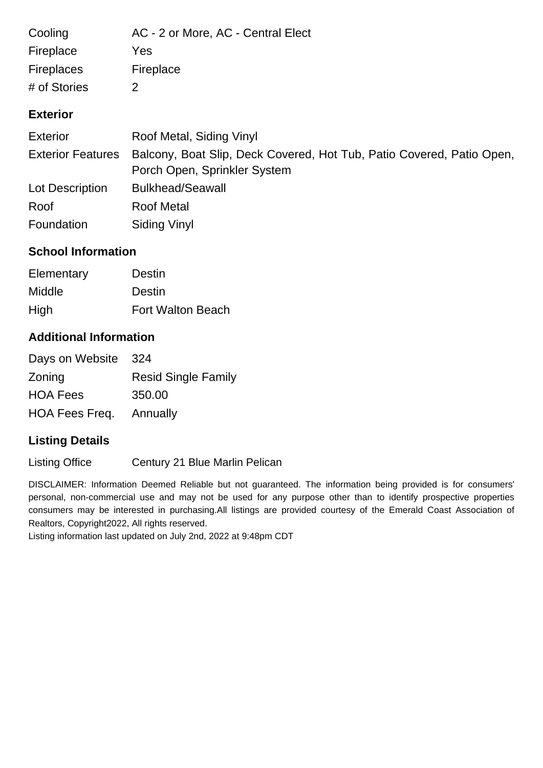| | |
|---|---|
| Cooling | AC - 2 or More, AC - Central Elect |
| Fireplace | Yes |
| Fireplaces | Fireplace |
| # of Stories | 2 |

### Exterior

| | |
|---|---|
| Exterior | Roof Metal, Siding Vinyl |
| Exterior Features | Balcony, Boat Slip, Deck Covered, Hot Tub, Patio Covered, Patio Open, Porch Open, Sprinkler System |
| Lot Description | Bulkhead/Seawall |
| Roof | Roof Metal |
| Foundation | Siding Vinyl |

### School Information

| | |
|---|---|
| Elementary | Destin |
| Middle | Destin |
| High | Fort Walton Beach |

### Additional Information

| | |
|---|---|
| Days on Website | 324 |
| Zoning | Resid Single Family |
| HOA Fees | 350.00 |
| HOA Fees Freq. | Annually |

### Listing Details

| | |
|---|---|
| Listing Office | Century 21 Blue Marlin Pelican |

DISCLAIMER: Information Deemed Reliable but not guaranteed. The information being provided is for consumers' personal, non-commercial use and may not be used for any purpose other than to identify prospective properties consumers may be interested in purchasing.All listings are provided courtesy of the Emerald Coast Association of Realtors, Copyright2022, All rights reserved.

Listing information last updated on July 2nd, 2022 at 9:48pm CDT